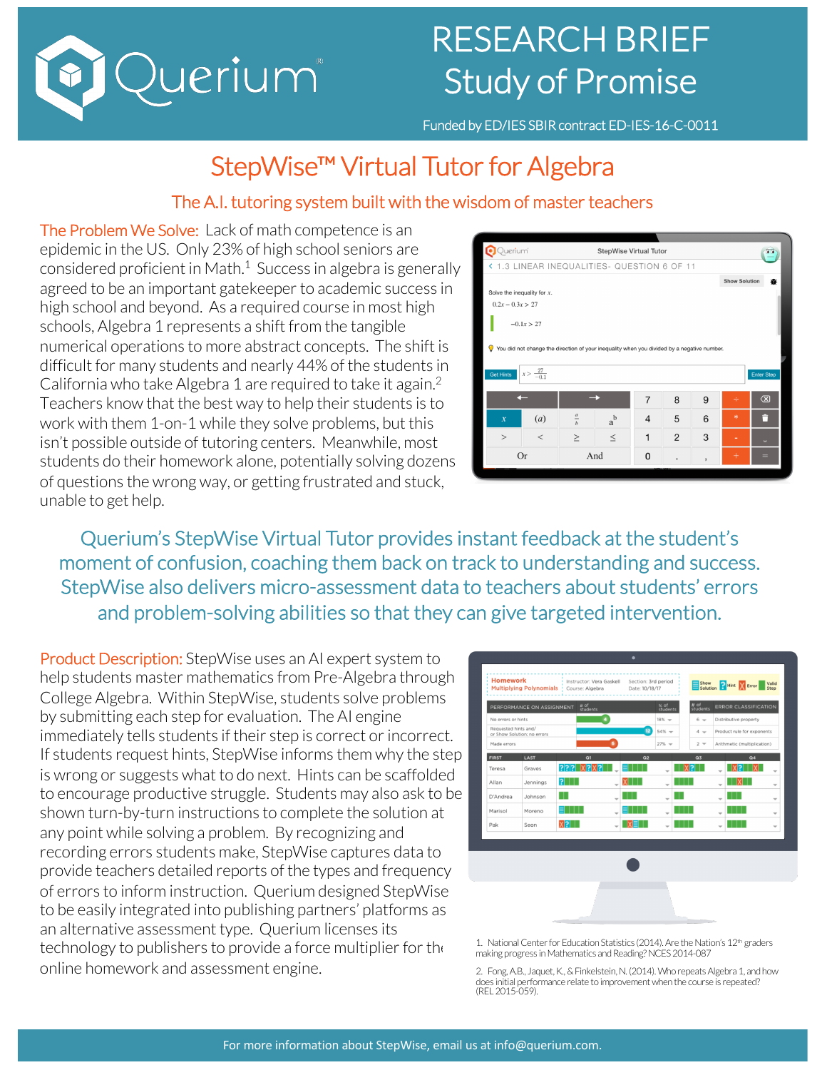# RESEARCH BRIEF

## Study of Promise

Funded by ED/IES SBIR contract ED-IES-16-C-0011

# StepWise™ Virtual Tutor for Algebra

### The A.I. tutoring system built with the wisdom of master teachers

**The Problem We Solve:** Lack of math competence is an epidemic in the US. Only 23% of high school seniors are considered proficient in Math.[1] Success in algebra is generally agreed to be an important gatekeeper to academic success in high school and beyond. As a required course in most high schools, Algebra 1 represents a shift from the tangible numerical operations to more abstract concepts. The shift is difficult for many students and nearly 44% of the students in California who take Algebra 1 are required to take it again.[2] Teachers know that the best way to help their students is to work with them 1-on-1 while they solve problems, but this isn't possible outside of tutoring centers. Meanwhile, most students do their homework alone, potentially solving dozens of questions the wrong way, or getting frustrated and stuck, unable to get help.

### Querium's StepWise Virtual Tutor provides instant feedback at the student's moment of confusion, coaching them back on track to understanding and success. StepWise also delivers micro-assessment data to teachers about students' errors and problem-solving abilities so that they can give targeted intervention.

**Product Description:** StepWise uses an AI expert system to help students master mathematics from Pre-Algebra through College Algebra. Within StepWise, students solve problems by submitting each step for evaluation. The AI engine immediately tells students if their step is correct or incorrect. If students request hints, StepWise informs them why the step is wrong or suggests what to do next. Hints can be scaffolded to encourage productive struggle. Students may also ask to be shown turn-by-turn instructions to complete the solution at any point while solving a problem. By recognizing and recording errors students make, StepWise captures data to provide teachers detailed reports of the types and frequency of errors to inform instruction. Querium designed StepWise to be easily integrated into publishing partners' platforms as an alternative assessment type. Querium licenses its technology to publishers to provide a force multiplier for the online homework and assessment engine.

1. National Center for Education Statistics (2014). Are the Nation's 12th graders making progress in Mathematics and Reading? NCES 2014-087

2. Fong, A.B., Jaquet, K., & Finkelstein, N. (2014). Who repeats Algebra 1, and how does initial performance relate to improvement when the course is repeated? (REL 2015-059).

For more information about StepWise, email us at info@querium.com.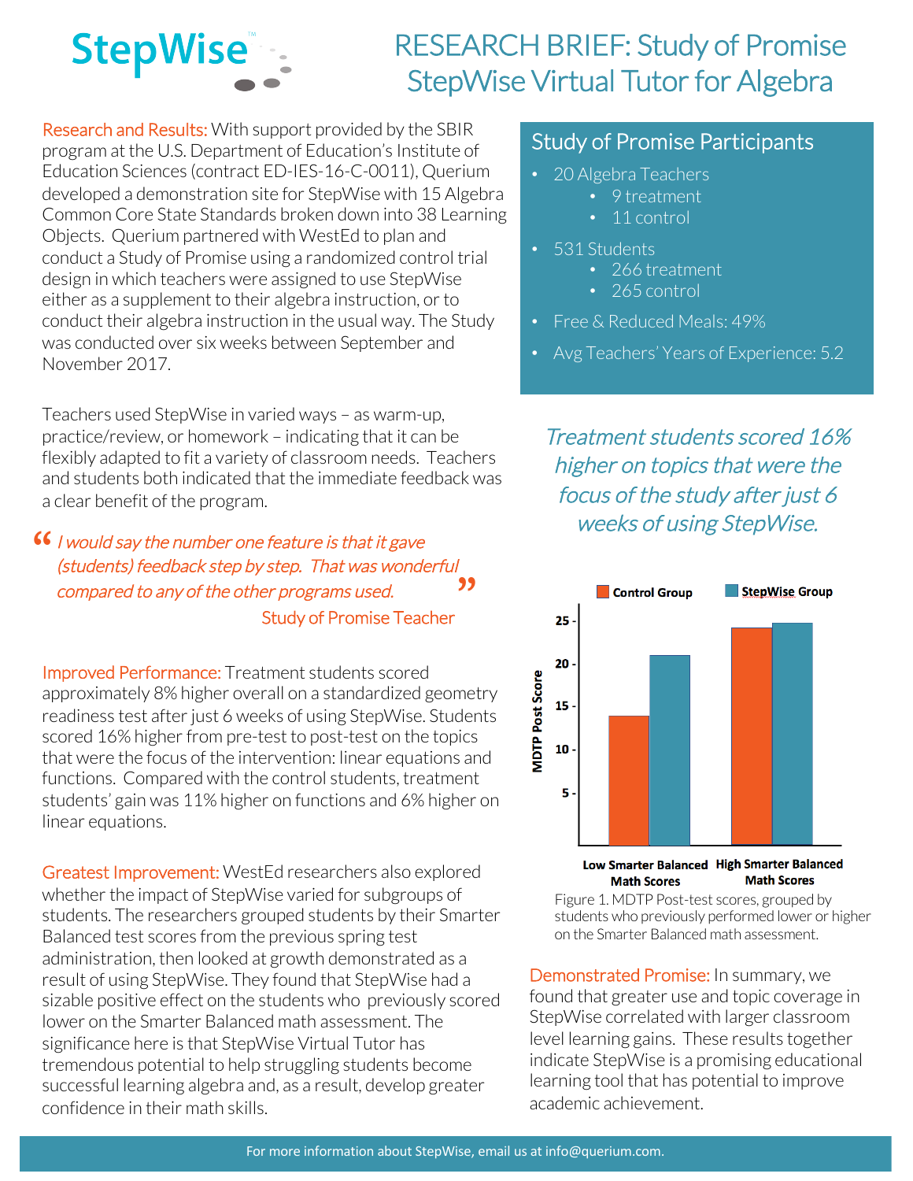StepWise™

# RESEARCH BRIEF: Study of Promise StepWise Virtual Tutor for Algebra

**Research and Results:** With support provided by the SBIR program at the U.S. Department of Education's Institute of Education Sciences (contract ED-IES-16-C-0011), Querium developed a demonstration site for StepWise with 15 Algebra Common Core State Standards broken down into 38 Learning Objects. Querium partnered with WestEd to plan and conduct a Study of Promise using a randomized control trial design in which teachers were assigned to use StepWise either as a supplement to their algebra instruction, or to conduct their algebra instruction in the usual way. The Study was conducted over six weeks between September and November 2017.

Teachers used StepWise in varied ways – as warm-up, practice/review, or homework – indicating that it can be flexibly adapted to fit a variety of classroom needs. Teachers and students both indicated that the immediate feedback was a clear benefit of the program.

> *"I would say the number one feature is that it gave (students) feedback step by step. That was wonderful compared to any of the other programs used."*
>
> Study of Promise Teacher

**Improved Performance:** Treatment students scored approximately 8% higher overall on a standardized geometry readiness test after just 6 weeks of using StepWise. Students scored 16% higher from pre-test to post-test on the topics that were the focus of the intervention: linear equations and functions. Compared with the control students, treatment students' gain was 11% higher on functions and 6% higher on linear equations.

**Greatest Improvement:** WestEd researchers also explored whether the impact of StepWise varied for subgroups of students. The researchers grouped students by their Smarter Balanced test scores from the previous spring test administration, then looked at growth demonstrated as a result of using StepWise. They found that StepWise had a sizable positive effect on the students who previously scored lower on the Smarter Balanced math assessment. The significance here is that StepWise Virtual Tutor has tremendous potential to help struggling students become successful learning algebra and, as a result, develop greater confidence in their math skills.

## Study of Promise Participants

- 20 Algebra Teachers
  - 9 treatment
  - 11 control
- 531 Students
  - 266 treatment
  - 265 control
- Free & Reduced Meals: 49%
- Avg Teachers' Years of Experience: 5.2

*Treatment students scored 16% higher on topics that were the focus of the study after just 6 weeks of using StepWise.*

Control Group
StepWise Group
MDTP Post Score
25
20
15
10
5
Low Smarter Balanced Math Scores
High Smarter Balanced Math Scores

Figure 1. MDTP Post-test scores, grouped by students who previously performed lower or higher on the Smarter Balanced math assessment.

**Demonstrated Promise:** In summary, we found that greater use and topic coverage in StepWise correlated with larger classroom level learning gains. These results together indicate StepWise is a promising educational learning tool that has potential to improve academic achievement.

For more information about StepWise, email us at info@querium.com.